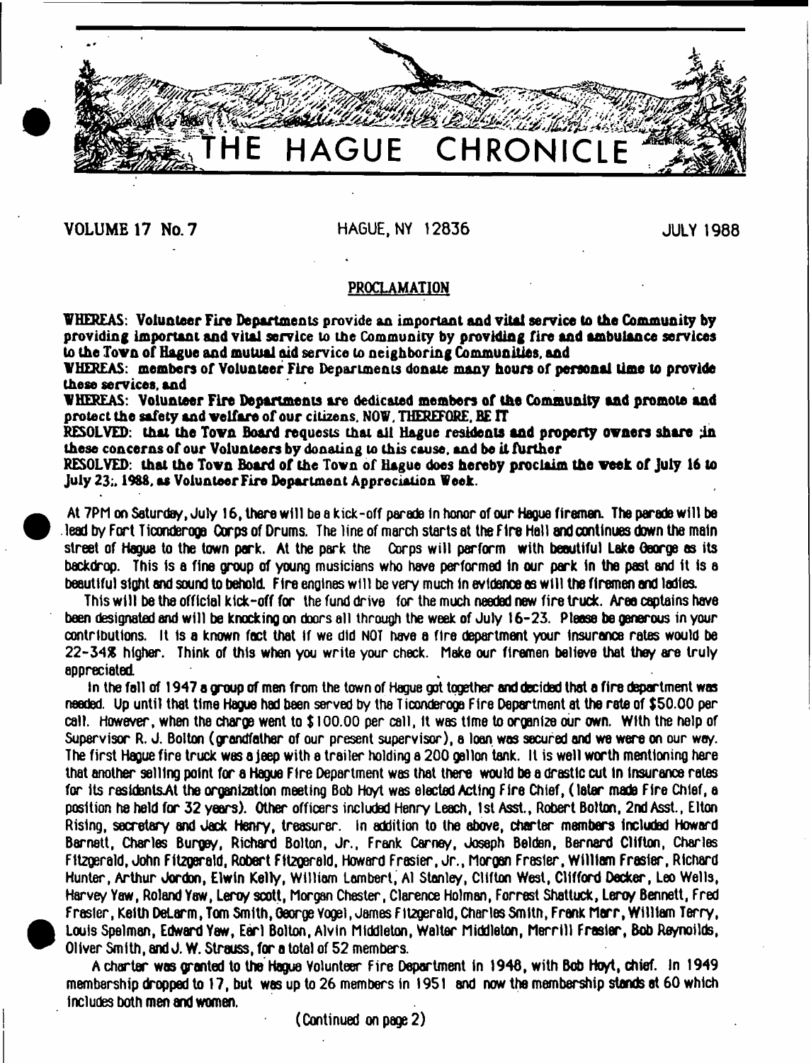# THE HAGUE CHRONICLE

VOLUME 17 No. 7 HAGUE, NY 12836 JULY 1988

## PROCLAMATION

**WHEREAS: Volunteer Fire Departments provide an important and vital service to the Community by providing important and vital service to the Community by providing fire and ambulance services to the Town of Hague and mutual aid service to neighboring Communities, and**

**WHEREAS: members of Volunteer Fire Departments donate many hours of personal time to provide these services, and**

**WHEREAS: Volunteer Fire Departments are dedicated members of the Community and promote and protect the safety and welfare of our citizens, NOW, THEREFORE, BE IT**

**RESOLVED: that the Town Board requests that all Hague residents and property owners share ;in these concerns of our Volunteers by donating to this cause, and be it further**

**RESOLVED: that the Town Board of the Town of Hague does hereby proclaim the week of July 16 to July 23;, 1988, as Volunteer Fire Department Appreciation Week.**

At 7PM on Saturday, July 16, there will be a kick-off parade in honor of our Hague firemen. The parade will be lead by Fort Ticonderoga Corps of Drums. The line of march starts at the Fire Hall and continues down the main street of Hague to the town park. At the park the Corps will perform with beautiful Lake George as its backdrop. This is a fine group of young musicians who have performed in our park in the past and it is a beautiful sight and sound to behold. Fire engines will be very much in evidence as will the firemen and ladies.

This will be the official kick-off for the fund drive for the much needed new fire truck. Area captains have been designated and will be knocking on doors all through the week of July 16-23. Please be generous in your contributions. It is a known fact that if we did NOT have a fire department your insurance rates would be 22-34% higher. Think of this when you write your check. Make our firemen believe that they are truly appreciated.

In the fall of 1947 a group of men from the town of Hague got together and decided that a fire department was needed. Up until that time Hague had been served by the Ticonderoga Fire Department at the rate of $50.00 per call. However, when the charge went to $100.00 per call, it was time to organize our own. With the help of Supervisor R. J. Bolton (grandfather of our present supervisor), a loan was secured and we were on our way. The first Hague fire truck was a jeep with a trailer holding a 200 gallon tank. It is well worth mentioning here that another selling point for a Hague Fire Department was that there would be a drastic cut in insurance rates for its residents.At the organization meeting Bob Hoyt was elected Acting Fire Chief, (later made Fire Chief, a position he held for 32 years). Other officers included Henry Leach, 1st Asst., Robert Bolton, 2nd Asst., Elton Rising, secretary and Jack Henry, treasurer. In addition to the above, charter members included Howard Barnett, Charles Burgey, Richard Bolton, Jr., Frank Carney, Joseph Belden, Bernard Clifton, Charles Fitzgerald, John Fitzgerald, Robert Fitzgerald, Howard Frasier, Jr., Morgan Frasier, William Frasier, Richard Hunter, Arthur Jordon, Elwin Kelly, William Lambert, Al Stanley, Clifton West, Clifford Decker, Leo Wells, Harvey Yaw, Roland Yaw, Leroy scott, Morgan Chester, Clarence Holman, Forrest Shattuck, Leroy Bennett, Fred Frasier, Keith DeLarm, Tom Smith, George Vogel, James Fitzgerald, Charles Smith, Frank Marr, William Terry, Louis Spelman, Edward Yaw, Earl Bolton, Alvin Middleton, Walter Middleton, Merrill Frasier, Bob Reynoilds, Oliver Smith, and J. W. Strauss, for a total of 52 members.

A charter was granted to the Hague Volunteer Fire Department in 1948, with Bob Hoyt, chief. In 1949 membership dropped to 17, but was up to 26 members in 1951 and now the membership stands at 60 which includes both men and women.

(Continued on page 2)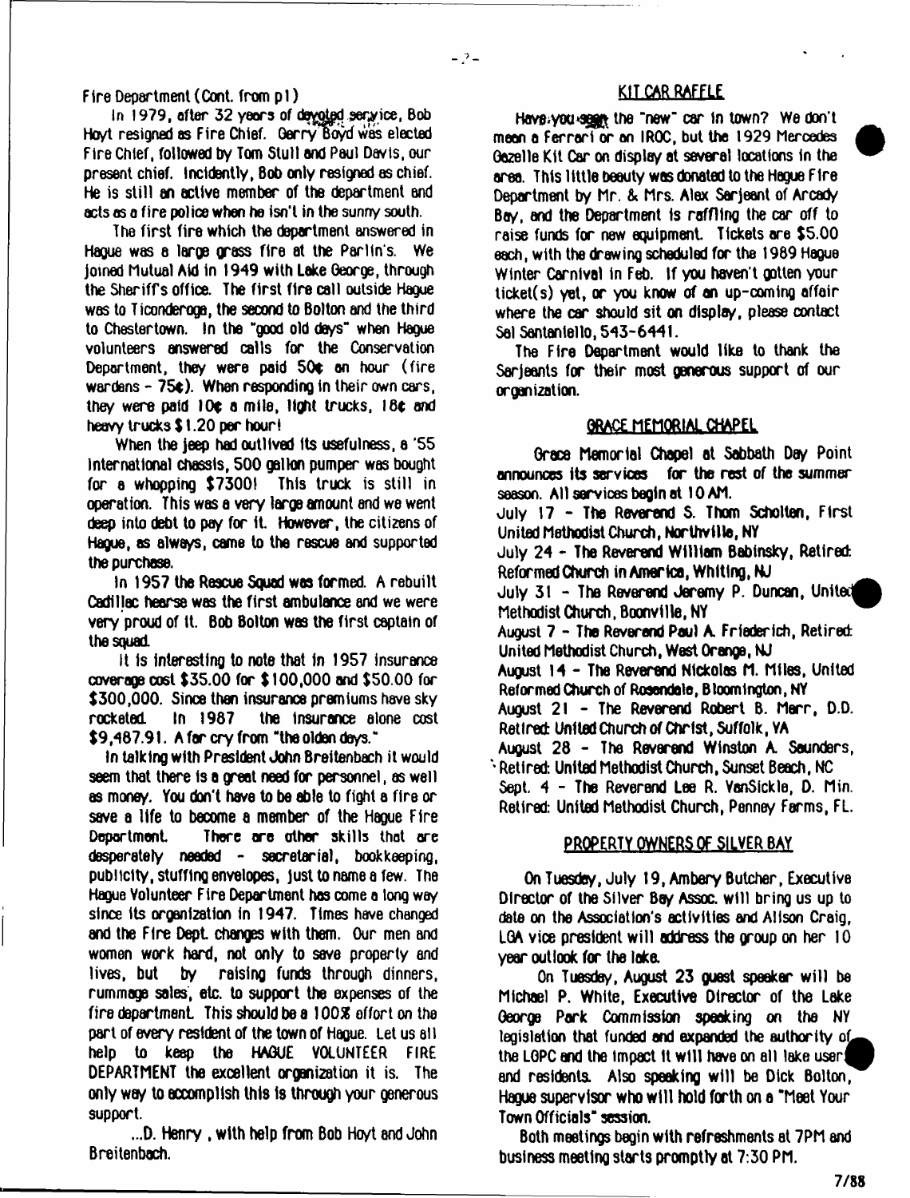Fire Department (Cont. from p1)

In 1979, after 32 years of devoted service, Bob Hoyt resigned as Fire Chief. Gerry Boyd was elected Fire Chief, followed by Tom Stull and Paul Davis, our present chief. Incidently, Bob only resigned as chief. He is still an active member of the department and acts as a fire police when he isn't in the sunny south.

The first fire which the department answered in Hague was a large grass fire at the Parlin's. We joined Mutual Aid in 1949 with Lake George, through the Sheriff's office. The first fire call outside Hague was to Ticonderoga, the second to Bolton and the third to Chestertown. In the "good old days" when Hague volunteers answered calls for the Conservation Department, they were paid 50¢ an hour (fire wardens - 75¢). When responding in their own cars, they were paid 10¢ a mile, light trucks, 18¢ and heavy trucks $1.20 per hour!

When the jeep had outlived its usefulness, a '55 International chassis, 500 gallon pumper was bought for a whopping $7300! This truck is still in operation. This was a very large amount and we went deep into debt to pay for it. However, the citizens of Hague, as always, came to the rescue and supported the purchase.

In 1957 the Rescue Squad was formed. A rebuilt Cadillac hearse was the first ambulance and we were very proud of it. Bob Bolton was the first captain of the squad.

It is interesting to note that in 1957 insurance coverage cost $35.00 for $100,000 and $50.00 for $300,000. Since then insurance premiums have sky rocketed. In 1987 the insurance alone cost $9,487.91. A far cry from "the olden days."

In talking with President John Breitenbach it would seem that there is a great need for personnel, as well as money. You don't have to be able to fight a fire or save a life to become a member of the Hague Fire Department. There are other skills that are desperately needed - secretarial, bookkeeping, publicity, stuffing envelopes, just to name a few. The Hague Volunteer Fire Department has come a long way since its organization in 1947. Times have changed and the Fire Dept. changes with them. Our men and women work hard, not only to save property and lives, but by raising funds through dinners, rummage sales, etc. to support the expenses of the fire department. This should be a 100% effort on the part of every resident of the town of Hague. Let us all help to keep the HAGUE VOLUNTEER FIRE DEPARTMENT the excellent organization it is. The only way to accomplish this is through your generous support.

...D. Henry, with help from Bob Hoyt and John Breitenbach.

## KIT CAR RAFFLE

Have you seen the "new" car in town? We don't mean a Ferrari or an IROC, but the 1929 Mercedes Gazelle Kit Car on display at several locations in the area. This little beauty was donated to the Hague Fire Department by Mr. & Mrs. Alex Serjeant of Arcady Bay, and the Department is raffling the car off to raise funds for new equipment. Tickets are $5.00 each, with the drawing scheduled for the 1989 Hague Winter Carnival in Feb. If you haven't gotten your ticket(s) yet, or you know of an up-coming affair where the car should sit on display, please contact Sal Santaniello, 543-6441.

The Fire Department would like to thank the Serjeants for their most generous support of our organization.

## GRACE MEMORIAL CHAPEL

Grace Memorial Chapel at Sabbath Day Point announces its services for the rest of the summer season. All services begin at 10 AM.

July 17 - The Reverend S. Thom Scholten, First United Methodist Church, Northville, NY
July 24 - The Reverend William Babinsky, Retired: Reformed Church in America, Whiting, NJ
July 31 - The Reverend Jeremy P. Duncan, United Methodist Church, Boonville, NY
August 7 - The Reverend Paul A. Friederich, Retired: United Methodist Church, West Orange, NJ
August 14 - The Reverend Nickolas M. Miles, United Reformed Church of Rosendale, Bloomington, NY
August 21 - The Reverend Robert B. Merr, D.D. Retired: United Church of Christ, Suffolk, VA
August 28 - The Reverend Winston A. Saunders, Retired: United Methodist Church, Sunset Beach, NC
Sept. 4 - The Reverend Lee R. VanSickle, D. Min. Retired: United Methodist Church, Penney Farms, FL.

## PROPERTY OWNERS OF SILVER BAY

On Tuesday, July 19, Ambery Butcher, Executive Director of the Silver Bay Assoc. will bring us up to date on the Association's activities and Allison Craig, LGA vice president will address the group on her 10 year outlook for the lake.

On Tuesday, August 23 guest speaker will be Michael P. White, Executive Director of the Lake George Park Commission speaking on the NY legislation that funded and expanded the authority of the LGPC and the impact it will have on all lake users and residents. Also speaking will be Dick Bolton, Hague supervisor who will hold forth on a "Meet Your Town Officials" session.

Both meetings begin with refreshments at 7PM and business meeting starts promptly at 7:30 PM.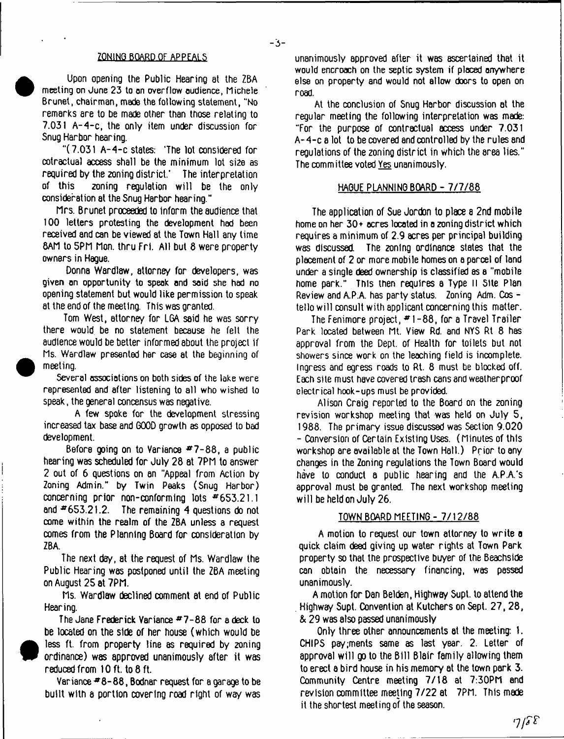## ZONING BOARD OF APPEALS

Upon opening the Public Hearing at the ZBA meeting on June 23 to an overflow audience, Michele Brunet, chairman, made the following statement, "No remarks are to be made other than those relating to 7.031 A-4-c, the only item under discussion for Snug Harbor hearing.

"(7.031 A-4-c states: 'The lot considered for cotractual access shall be the minimum lot size as required by the zoning district.' The interpretation of this zoning regulation will be the only consideration at the Snug Harbor hearing."

Mrs. Brunet proceeded to inform the audience that 100 letters protesting the development had been received and can be viewed at the Town Hall any time 8AM to 5PM Mon. thru Fri. All but 8 were property owners in Hague.

Donna Wardlaw, attorney for developers, was given an opportunity to speak and said she had no opening statement but would like permission to speak at the end of the meeting. This was granted.

Tom West, attorney for LGA said he was sorry there would be no statement because he felt the audience would be better informed about the project if Ms. Wardlaw presented her case at the beginning of meeting.

Several associations on both sides of the lake were represented and after listening to all who wished to speak, the general concensus was negative.

A few spoke for the development stressing increased tax base and GOOD growth as opposed to bad development.

Before going on to Variance #7-88, a public hearing was scheduled for July 28 at 7PM to answer 2 out of 6 questions on an "Appeal from Action by Zoning Admin." by Twin Peaks (Snug Harbor) concerning prior non-conforming lots #653.21.1 and #653.21.2. The remaining 4 questions do not come within the realm of the ZBA unless a request comes from the Planning Board for consideration by ZBA.

The next day, at the request of Ms. Wardlaw the Public Hearing was postponed until the ZBA meeting on August 25 at 7PM.

Ms. Wardlaw declined comment at end of Public Hearing.

The Jane Frederick Variance #7-88 for a deck to be located on the side of her house (which would be less ft. from property line as required by zoning ordinance) was approved unanimously after it was reduced from 10 ft. to 8 ft.

Variance #8-88, Bodnar request for a garage to be built with a portion covering road right of way was unanimously approved after it was ascertained that it would encroach on the septic system if placed anywhere else on property and would not allow doors to open on road.

At the conclusion of Snug Harbor discussion at the regular meeting the following interpretation was made: "For the purpose of contractual access under 7.031 A-4-c a lot to be covered and controlled by the rules and regulations of the zoning district in which the area lies." The committee voted Yes unanimously.

## HAGUE PLANNING BOARD - 7/7/88

The application of Sue Jordon to place a 2nd mobile home on her 30+ acres located in a zoning district which requires a minimum of 2.9 acres per principal building was discussed. The zoning ordinance states that the placement of 2 or more mobile homes on a parcel of land under a single deed ownership is classified as a "mobile home park." This then requires a Type II Site Plan Review and A.P.A. has party status. Zoning Adm. Costello will consult with applicant concerning this matter.

The Fenimore project, #1-88, for a Travel Trailer Park located between Mt. View Rd. and NYS Rt 8 has approval from the Dept. of Health for toilets but not showers since work on the leaching field is incomplete. Ingress and egress roads to Rt. 8 must be blocked off. Each site must have covered trash cans and weatherproof electrical hook-ups must be provided.

Alison Craig reported to the Board on the zoning revision workshop meeting that was held on July 5, 1988. The primary issue discussed was Section 9.020 - Conversion of Certain Existing Uses. (Minutes of this workshop are available at the Town Hall.) Prior to any changes in the Zoning regulations the Town Board would have to conduct a public hearing and the A.P.A.'s approval must be granted. The next workshop meeting will be held on July 26.

## TOWN BOARD MEETING - 7/12/88

A motion to request our town attorney to write a quick claim deed giving up water rights at Town Park property so that the prospective buyer of the Beachside can obtain the necessary financing, was passed unanimously.

A motion for Dan Belden, Highway Supt. to attend the Highway Supt. Convention at Kutchers on Sept. 27, 28, & 29 was also passed unanimously

Only three other announcements at the meeting: 1. CHIPS pay;ments same as last year. 2. Letter of approval will go to the Bill Blair family allowing them to erect a bird house in his memory at the town park 3. Community Centre meeting 7/18 at 7:30PM and revision committee meeting 7/22 at 7PM. This made it the shortest meeting of the season.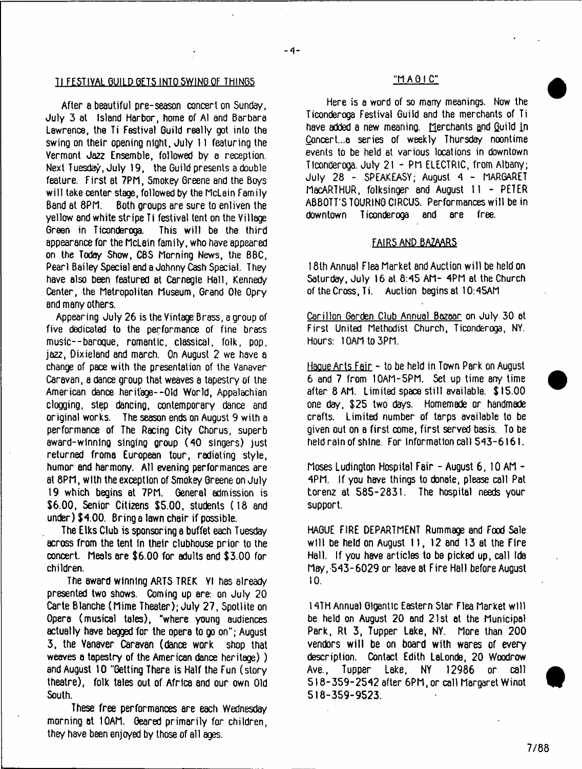## TI FESTIVAL GUILD GETS INTO SWING OF THINGS

After a beautiful pre-season concert on Sunday, July 3 at Island Harbor, home of Al and Barbara Lawrence, the Ti Festival Guild really got into the swing on their opening night, July 11 featuring the Vermont Jazz Ensemble, followed by a reception. Next Tuesday, July 19, the Guild presents a double feature. First at 7PM, Smokey Greene and the Boys will take center stage, followed by the McLain Family Band at 8PM. Both groups are sure to enliven the yellow and white stripe Ti festival tent on the Village Green in Ticonderoga. This will be the third appearance for the McLain family, who have appeared on the Today Show, CBS Morning News, the BBC, Pearl Bailey Special and a Johnny Cash Special. They have also been featured at Carnegie Hall, Kennedy Center, the Metropolitan Museum, Grand Ole Opry and many others.

Appearing July 26 is the Vintage Brass, a group of five dedicated to the performance of fine brass music--baroque, romantic, classical, folk, pop, jazz, Dixieland and march. On August 2 we have a change of pace with the presentation of the Vanaver Caravan, a dance group that weaves a tapestry of the American dance heritage--Old World, Appalachian clogging, step dancing, contemporary dance and original works. The season ends on August 9 with a performance of The Racing City Chorus, superb award-winning singing group (40 singers) just returned froma European tour, radiating style, humor and harmony. All evening performances are at 8PM, with the exception of Smokey Greene on July 19 which begins at 7PM. General admission is $6.00, Senior Citizens $5.00, students (18 and under) $4.00. Bring a lawn chair if possible.

The Elks Club is sponsoring a buffet each Tuesday across from the tent in their clubhouse prior to the concert. Meals are $6.00 for adults and $3.00 for children.

The award winning ARTS TREK VI has already presented two shows. Coming up are: on July 20 Carte Blanche (Mime Theater); July 27, Spotlite on Opera (musical tales), "where young audiences actually have begged for the opera to go on"; August 3, the Vanaver Caravan (dance work shop that weaves a tapestry of the American dance heritage) ) and August 10 "Getting There is Half the Fun (story theatre), folk tales out of Africa and our own Old South.

These free performances are each Wednesday morning at 10AM. Geared primarily for children, they have been enjoyed by those of all ages.

## "MAGIC"

Here is a word of so many meanings. Now the Ticonderoga Festival Guild and the merchants of Ti have added a new meaning. Merchants and Guild In Concert...a series of weekly Thursday noontime events to be held at various locations in downtown Ticonderoga. July 21 - PM ELECTRIC, from Albany; July 28 - SPEAKEASY; August 4 - MARGARET MacARTHUR, folksinger and August 11 - PETER ABBOTT'S TOURING CIRCUS. Performances will be in downtown Ticonderoga and are free.

## FAIRS AND BAZAARS

18th Annual Flea Market and Auction will be held on Saturday, July 16 at 8:45 AM- 4PM at the Church of the Cross, Ti. Auction begins at 10:45AM

Carillon Garden Club Annual Bazaar on July 30 at First United Methodist Church, Ticonderoga, NY. Hours: 10AM to 3PM.

Hague Arts Fair - to be held in Town Park on August 6 and 7 from 10AM-5PM. Set up time any time after 8 AM. Limited space still available. $15.00 one day, $25 two days. Homemade or handmade crafts. Limited number of tarps available to be given out on a first come, first served basis. To be held rain of shine. For information call 543-6161.

Moses Ludington Hospital Fair - August 6, 10 AM - 4PM. If you have things to donate, please call Pat Lorenz at 585-2831. The hospital needs your support.

HAGUE FIRE DEPARTMENT Rummage and Food Sale will be held on August 11, 12 and 13 at the Fire Hall. If you have articles to be picked up, call Ida May, 543-6029 or leave at Fire Hall before August 10.

14TH Annual Gigantic Eastern Star Flea Market will be held on August 20 and 21st at the Municipal Park, Rt 3, Tupper Lake, NY. More than 200 vendors will be on board with wares of every description. Contact Edith LaLonde, 20 Woodrow Ave., Tupper Lake, NY 12986 or call 518-359-2542 after 6PM, or call Margaret Winot 518-359-9523.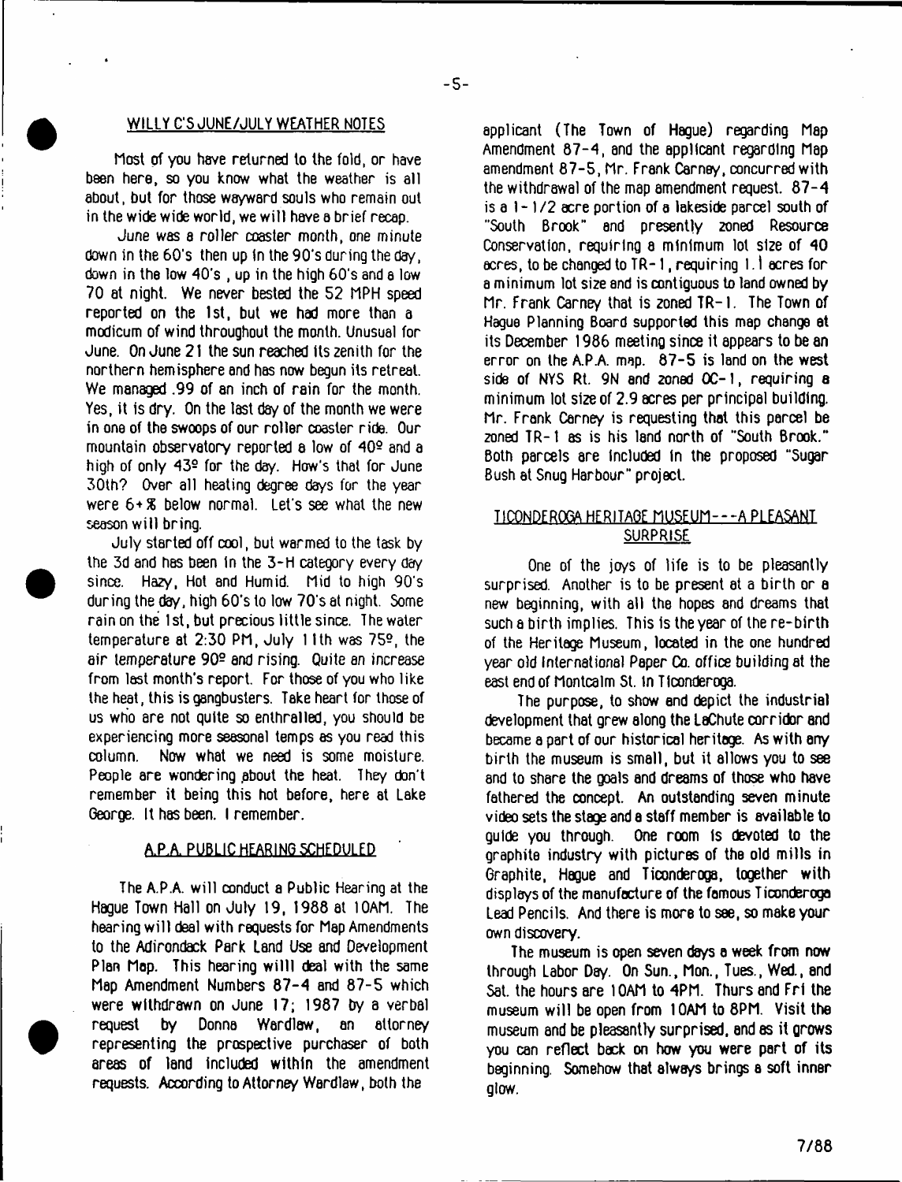## WILLY C'S JUNE/JULY WEATHER NOTES

Most of you have returned to the fold, or have been here, so you know what the weather is all about, but for those wayward souls who remain out in the wide wide world, we will have a brief recap.

June was a roller coaster month, one minute down in the 60's then up in the 90's during the day, down in the low 40's , up in the high 60's and a low 70 at night. We never bested the 52 MPH speed reported on the 1st, but we had more than a modicum of wind throughout the month. Unusual for June. On June 21 the sun reached its zenith for the northern hemisphere and has now begun its retreat. We managed .99 of an inch of rain for the month. Yes, it is dry. On the last day of the month we were in one of the swoops of our roller coaster ride. Our mountain observatory reported a low of 40º and a high of only 43º for the day. How's that for June 30th? Over all heating degree days for the year were 6+% below normal. Let's see what the new season will bring.

July started off cool, but warmed to the task by the 3d and has been in the 3-H category every day since. Hazy, Hot and Humid. Mid to high 90's during the day, high 60's to low 70's at night. Some rain on the 1st, but precious little since. The water temperature at 2:30 PM, July 11th was 75º, the air temperature 90º and rising. Quite an increase from last month's report. For those of you who like the heat, this is gangbusters. Take heart for those of us who are not quite so enthralled, you should be experiencing more seasonal temps as you read this column. Now what we need is some moisture. People are wondering about the heat. They don't remember it being this hot before, here at Lake George. It has been. I remember.

## A.P.A. PUBLIC HEARING SCHEDULED

The A.P.A. will conduct a Public Hearing at the Hague Town Hall on July 19, 1988 at 10AM. The hearing will deal with requests for Map Amendments to the Adirondack Park Land Use and Development Plan Map. This hearing willl deal with the same Map Amendment Numbers 87-4 and 87-5 which were withdrawn on June 17; 1987 by a verbal request by Donna Wardlaw, an attorney representing the prospective purchaser of both areas of land included within the amendment requests. According to Attorney Wardlaw, both the applicant (The Town of Hague) regarding Map Amendment 87-4, and the applicant regarding Map amendment 87-5, Mr. Frank Carney, concurred with the withdrawal of the map amendment request. 87-4 is a 1-1/2 acre portion of a lakeside parcel south of "South Brook" and presently zoned Resource Conservation, requiring a minimum lot size of 40 acres, to be changed to TR-1, requiring 1.1 acres for a minimum lot size and is contiguous to land owned by Mr. Frank Carney that is zoned TR-1. The Town of Hague Planning Board supported this map change at its December 1986 meeting since it appears to be an error on the A.P.A. map. 87-5 is land on the west side of NYS Rt. 9N and zoned OC-1, requiring a minimum lot size of 2.9 acres per principal building. Mr. Frank Carney is requesting that this parcel be zoned TR-1 as is his land north of "South Brook." Both parcels are included in the proposed "Sugar Bush at Snug Harbour" project.

## TICONDEROGA HERITAGE MUSEUM---A PLEASANT SURPRISE

One of the joys of life is to be pleasantly surprised. Another is to be present at a birth or a new beginning, with all the hopes and dreams that such a birth implies. This is the year of the re-birth of the Heritage Museum, located in the one hundred year old International Paper Co. office building at the east end of Montcalm St. in Ticonderoga.

The purpose, to show and depict the industrial development that grew along the LaChute corridor and became a part of our historical heritage. As with any birth the museum is small, but it allows you to see and to share the goals and dreams of those who have fathered the concept. An outstanding seven minute video sets the stage and a staff member is available to guide you through. One room is devoted to the graphite industry with pictures of the old mills in Graphite, Hague and Ticonderoga, together with displays of the manufacture of the famous Ticonderoga Lead Pencils. And there is more to see, so make your own discovery.

The museum is open seven days a week from now through Labor Day. On Sun., Mon., Tues., Wed., and Sat. the hours are 10AM to 4PM. Thurs and Fri the museum will be open from 10AM to 8PM. Visit the museum and be pleasantly surprised, and as it grows you can reflect back on how you were part of its beginning. Somehow that always brings a soft inner glow.

7/88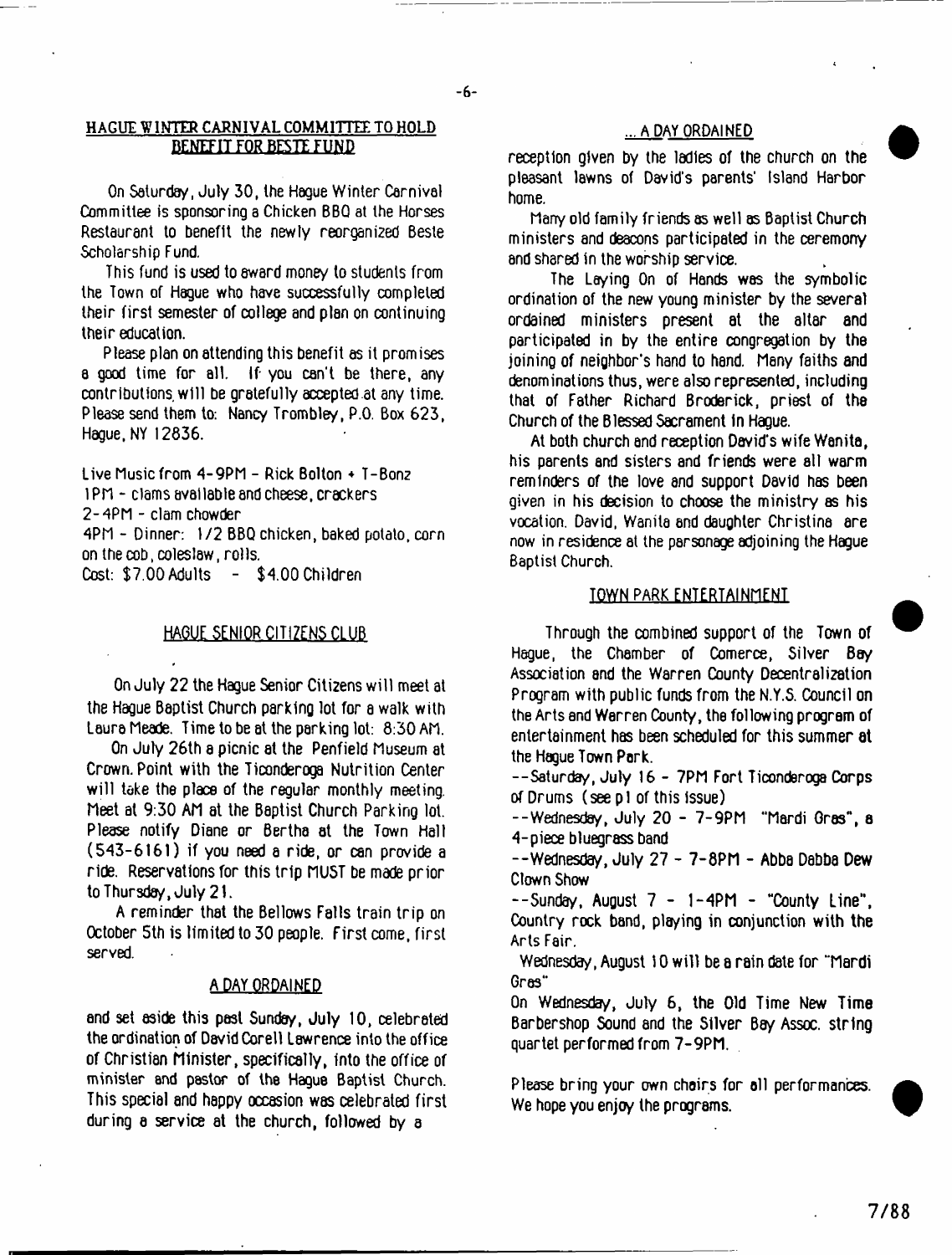## HAGUE WINTER CARNIVAL COMMITTEE TO HOLD BENEFIT FOR BESTE FUND

On Saturday, July 30, the Hague Winter Carnival Committee is sponsoring a Chicken BBQ at the Horses Restaurant to benefit the newly reorganized Beste Scholarship Fund.

This fund is used to award money to students from the Town of Hague who have successfully completed their first semester of college and plan on continuing their education.

Please plan on attending this benefit as it promises a good time for all. If you can't be there, any contributions will be gratefully accepted at any time. Please send them to: Nancy Trombley, P.O. Box 623, Hague, NY 12836.

Live Music from 4-9PM - Rick Bolton + T-Bonz
1PM - clams available and cheese, crackers
2-4PM - clam chowder
4PM - Dinner: 1/2 BBQ chicken, baked potato, corn on the cob, coleslaw, rolls.
Cost: $7.00 Adults - $4.00 Children

## HAGUE SENIOR CITIZENS CLUB

On July 22 the Hague Senior Citizens will meet at the Hague Baptist Church parking lot for a walk with Laura Meade. Time to be at the parking lot: 8:30 AM.

On July 26th a picnic at the Penfield Museum at Crown Point with the Ticonderoga Nutrition Center will take the place of the regular monthly meeting. Meet at 9:30 AM at the Baptist Church Parking lot. Please notify Diane or Bertha at the Town Hall (543-6161) if you need a ride, or can provide a ride. Reservations for this trip MUST be made prior to Thursday, July 21.

A reminder that the Bellows Falls train trip on October 5th is limited to 30 people. First come, first served.

## A DAY ORDAINED

and set aside this past Sunday, July 10, celebrated the ordination of David Corell Lawrence into the office of Christian Minister, specifically, into the office of minister and pastor of the Hague Baptist Church. This special and happy occasion was celebrated first during a service at the church, followed by a

## ... A DAY ORDAINED

reception given by the ladies of the church on the pleasant lawns of David's parents' Island Harbor home.

Many old family friends as well as Baptist Church ministers and deacons participated in the ceremony and shared in the worship service.

The Laying On of Hands was the symbolic ordination of the new young minister by the several ordained ministers present at the altar and participated in by the entire congregation by the joining of neighbor's hand to hand. Many faiths and denominations thus, were also represented, including that of Father Richard Broderick, priest of the Church of the Blessed Sacrament in Hague.

At both church and reception David's wife Wanita, his parents and sisters and friends were all warm reminders of the love and support David has been given in his decision to choose the ministry as his vocation. David, Wanita and daughter Christina are now in residence at the parsonage adjoining the Hague Baptist Church.

## TOWN PARK ENTERTAINMENT

Through the combined support of the Town of Hague, the Chamber of Comerce, Silver Bay Association and the Warren County Decentralization Program with public funds from the N.Y.S. Council on the Arts and Warren County, the following program of entertainment has been scheduled for this summer at the Hague Town Park.

--Saturday, July 16 - 7PM Fort Ticonderoga Corps of Drums (see p1 of this issue)

--Wednesday, July 20 - 7-9PM "Mardi Gras", a 4-piece bluegrass band

--Wednesday, July 27 - 7-8PM - Abba Dabba Dew Clown Show

--Sunday, August 7 - 1-4PM - "County Line", Country rock band, playing in conjunction with the Arts Fair.

Wednesday, August 10 will be a rain date for "Mardi Gras"

On Wednesday, July 6, the Old Time New Time Barbershop Sound and the Silver Bay Assoc. string quartet performed from 7-9PM.

Please bring your own chairs for all performances. We hope you enjoy the programs.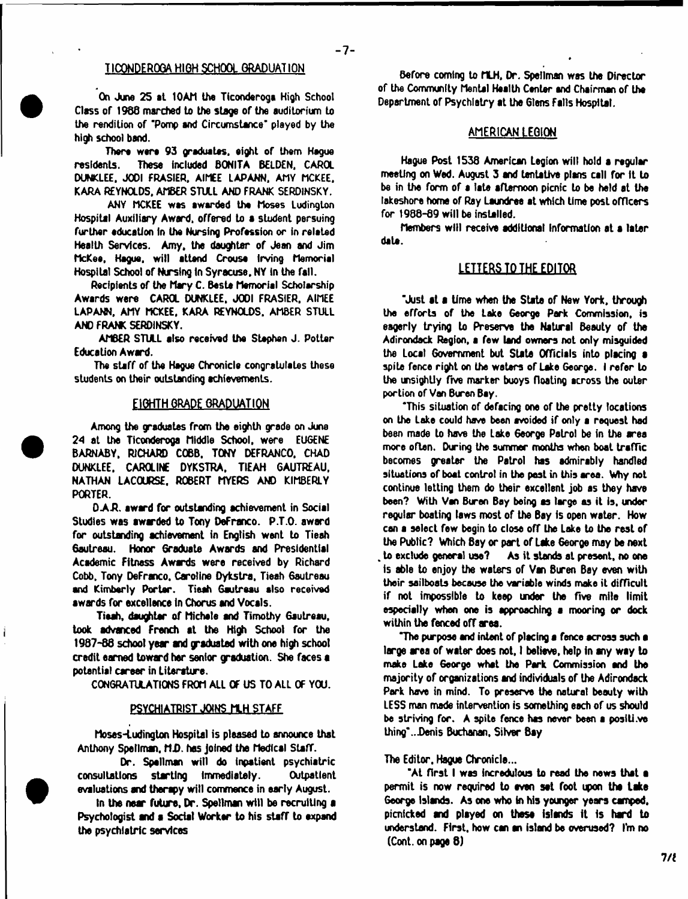## TICONDEROGA HIGH SCHOOL GRADUATION

On June 25 at 10AM the Ticonderoga High School Class of 1988 marched to the stage of the auditorium to the rendition of "Pomp and Circumstance" played by the high school band.

There were 93 graduates, eight of them Hague residents. These included BONITA BELDEN, CAROL DUNKLEE, JODI FRASIER, AIMEE LAPANN, AMY MCKEE, KARA REYNOLDS, AMBER STULL AND FRANK SERDINSKY.

AMY MCKEE was awarded the Moses Ludington Hospital Auxiliary Award, offered to a student persuing further education in the Nursing Profession or in related Health Services. Amy, the daughter of Jean and Jim McKee, Hague, will attend Crouse Irving Memorial Hospital School of Nursing in Syracuse, NY in the fall.

Recipients of the Mary C. Beste Memorial Scholarship Awards were CAROL DUNKLEE, JODI FRASIER, AIMEE LAPANN, AMY MCKEE, KARA REYNOLDS, AMBER STULL AND FRANK SERDINSKY.

AMBER STULL also received the Stephen J. Potter Education Award.

The staff of the Hague Chronicle congratulates these students on their outstanding achievements.

## EIGHTH GRADE GRADUATION

Among the graduates from the eighth grade on June 24 at the Ticonderoga Middle School, were EUGENE BARNABY, RICHARD COBB, TONY DEFRANCO, CHAD DUNKLEE, CAROLINE DYKSTRA, TIEAH GAUTREAU, NATHAN LACOURSE, ROBERT MYERS AND KIMBERLY PORTER.

D.A.R. award for outstanding achievement in Social Studies was awarded to Tony DeFranco. P.T.O. award for outstanding achievement in English went to Tieah Gautreau. Honor Graduate Awards and Presidential Academic Fitness Awards were received by Richard Cobb, Tony DeFranco, Caroline Dykstra, Tieah Gautreau and Kimberly Porter. Tieah Gautreau also received awards for excellence in Chorus and Vocals.

Tieah, daughter of Michele and Timothy Gautreau, took advanced French at the High School for the 1987-88 school year and graduated with one high school credit earned toward her senior graduation. She faces a potential career in Literature.

CONGRATULATIONS FROM ALL OF US TO ALL OF YOU.

## PSYCHIATRIST JOINS MLH STAFF

Moses-Ludington Hospital is pleased to announce that Anthony Spellman, M.D. has joined the Medical Staff.

Dr. Spellman will do inpatient psychiatric consultations starting immediately. Outpatient evaluations and therapy will commence in early August.

In the near future, Dr. Spellman will be recruiting a Psychologist and a Social Worker to his staff to expand the psychiatric services

Before coming to MLH, Dr. Spellman was the Director of the Community Mental Health Center and Chairman of the Department of Psychiatry at the Glens Falls Hospital.

## AMERICAN LEGION

Hague Post 1538 American Legion will hold a regular meeting on Wed. August 3 and tentative plans call for it to be in the form of a late afternoon picnic to be held at the lakeshore home of Ray Laundree at which time post officers for 1988-89 will be installed.

Members will receive additional information at a later date.

## LETTERS TO THE EDITOR

"Just at a time when the State of New York, through the efforts of the Lake George Park Commission, is eagerly trying to Preserve the Natural Beauty of the Adirondack Region, a few land owners not only misguided the Local Government but State Officials into placing a spite fence right on the waters of Lake George. I refer to the unsightly five marker buoys floating across the outer portion of Van Buren Bay.

"This situation of defacing one of the pretty locations on the Lake could have been avoided if only a request had been made to have the Lake George Patrol be in the area more often. During the summer months when boat traffic becomes greater the Patrol has admirably handled situations of boat control in the past in this area. Why not continue letting them do their excellent job as they have been? With Van Buren Bay being as large as it is, under regular boating laws most of the Bay is open water. How can a select few begin to close off the Lake to the rest of the Public? Which Bay or part of Lake George may be next to exclude general use? As it stands at present, no one is able to enjoy the waters of Van Buren Bay even with their sailboats because the variable winds make it difficult if not impossible to keep under the five mile limit especially when one is approaching a mooring or dock within the fenced off area.

"The purpose and intent of placing a fence across such a large area of water does not, I believe, help in any way to make Lake George what the Park Commission and the majority of organizations and individuals of the Adirondack Park have in mind. To preserve the natural beauty with LESS man made intervention is something each of us should be striving for. A spite fence has never been a positi.ve thing"...Denis Buchanan, Silver Bay

The Editor, Hague Chronicle...

"At first I was incredulous to read the news that a permit is now required to even set foot upon the Lake George Islands. As one who in his younger years camped, picnicked and played on these islands it is hard to understand. First, how can an island be overused? I'm no (Cont. on page 8)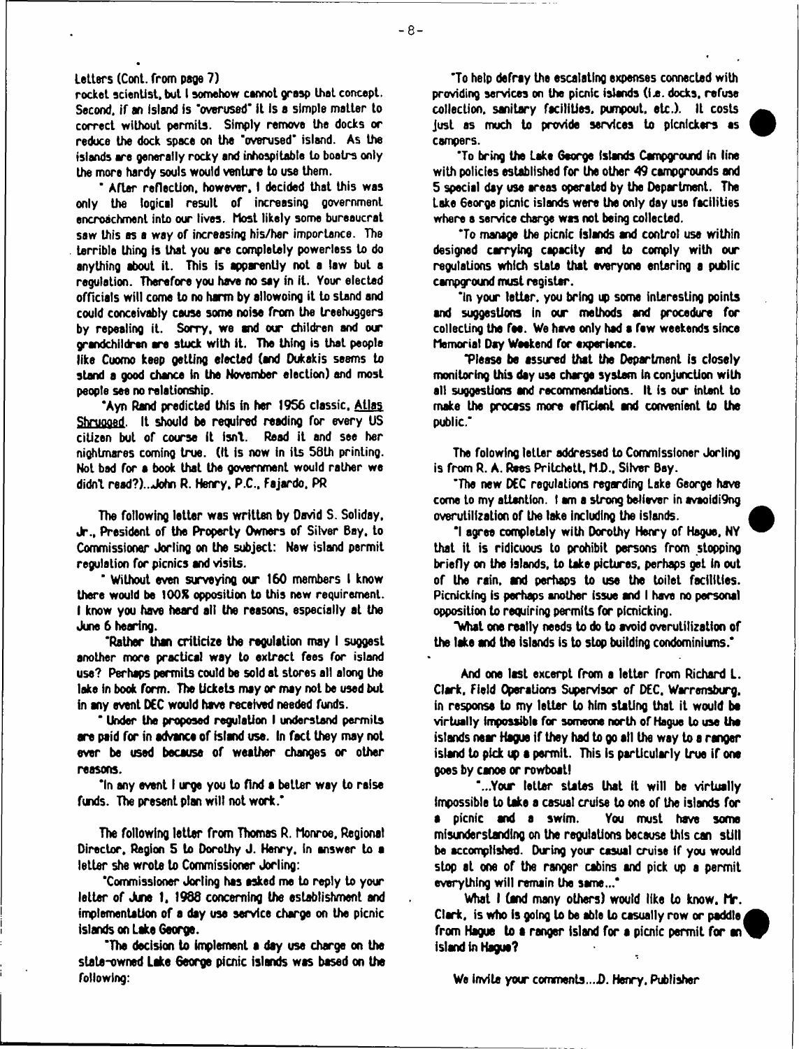Letters (Cont. from page 7)

rocket scientist, but I somehow cannot grasp that concept. Second, if an island is "overused" it is a simple matter to correct without permits. Simply remove the docks or reduce the dock space on the "overused" island. As the islands are generally rocky and inhospitable to boats only the more hardy souls would venture to use them.

" After reflection, however, I decided that this was only the logical result of increasing government encroachment into our lives. Most likely some bureaucrat saw this as a way of increasing his/her importance. The terrible thing is that you are completely powerless to do anything about it. This is apparently not a law but a regulation. Therefore you have no say in it. Your elected officials will come to no harm by allowing it to stand and could conceivably cause some noise from the treehuggers by repealing it. Sorry, we and our children and our grandchildren are stuck with it. The thing is that people like Cuomo keep getting elected (and Dukakis seems to stand a good chance in the November election) and most people see no relationship.

"Ayn Rand predicted this in her 1956 classic, Atlas Shrugged. It should be required reading for every US citizen but of course it isn't. Read it and see her nightmares coming true. (It is now in its 58th printing. Not bad for a book that the government would rather we didn't read?)...John R. Henry, P.C., Fajardo, PR

The following letter was written by David S. Soliday, Jr., President of the Property Owners of Silver Bay, to Commissioner Jorling on the subject: New island permit regulation for picnics and visits.

" Without even surveying our 160 members I know there would be 100% opposition to this new requirement. I know you have heard all the reasons, especially at the June 6 hearing.

"Rather than criticize the regulation may I suggest another more practical way to extract fees for island use? Perhaps permits could be sold at stores all along the lake in book form. The tickets may or may not be used but in any event DEC would have received needed funds.

" Under the proposed regulation I understand permits are paid for in advance of island use. In fact they may not ever be used because of weather changes or other reasons.

"In any event I urge you to find a better way to raise funds. The present plan will not work."

The following letter from Thomas R. Monroe, Regional Director, Region 5 to Dorothy J. Henry, in answer to a letter she wrote to Commissioner Jorling:

"Commissioner Jorling has asked me to reply to your letter of June 1, 1988 concerning the establishment and implementation of a day use service charge on the picnic islands on Lake George.

"The decision to implement a day use charge on the state-owned Lake George picnic islands was based on the following:

"To help defray the escalating expenses connected with providing services on the picnic islands (i.e. docks, refuse collection, sanitary facilities, pumpout, etc.). It costs just as much to provide services to picnickers as campers.

"To bring the Lake George Islands Campground in line with policies established for the other 49 campgrounds and 5 special day use areas operated by the Department. The Lake George picnic islands were the only day use facilities where a service charge was not being collected.

"To manage the picnic islands and control use within designed carrying capacity and to comply with our regulations which state that everyone entering a public campground must register.

"In your letter, you bring up some interesting points and suggestions in our methods and procedure for collecting the fee. We have only had a few weekends since Memorial Day Weekend for experience.

"Please be assured that the Department is closely monitoring this day use charge system in conjunction with all suggestions and recommendations. It is our intent to make the process more efficient and convenient to the public."

The folowing letter addressed to Commissioner Jorling is from R. A. Rees Pritchett, M.D., Silver Bay.

"The new DEC regulations regarding Lake George have come to my attention. I am a strong believer in avaoidi9ng overutilization of the lake including the islands.

"I agree completely with Dorothy Henry of Hague, NY that it is ridicuous to prohibit persons from stopping briefly on the islands, to take pictures, perhaps get in out of the rain, and perhaps to use the toilet facilities. Picnicking is perhaps another issue and I have no personal opposition to requiring permits for picnicking.

"What one really needs to do to avoid overutilization of the lake and the islands is to stop building condominiums."

And one last excerpt from a letter from Richard L. Clark, Field Operations Supervisor of DEC, Warrensburg, in response to my letter to him stating that it would be virtually impossible for someone north of Hague to use the islands near Hague if they had to go all the way to a ranger island to pick up a permit. This is particularly true if one goes by canoe or rowboat!

"...Your letter states that it will be virtually impossible to take a casual cruise to one of the islands for a picnic and a swim. You must have some misunderstanding on the regulations because this can still be accomplished. During your casual cruise if you would stop at one of the ranger cabins and pick up a permit everything will remain the same..."

What I (and many others) would like to know, Mr. Clark, is who is going to be able to casually row or paddle from Hague to a ranger island for a picnic permit for an island in Hague?

We invite your comments...D. Henry, Publisher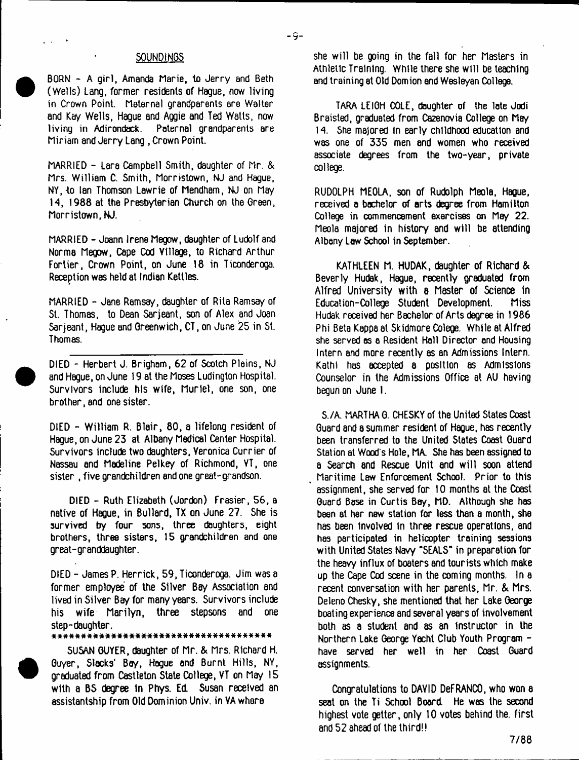## SOUNDINGS

BORN - A girl, Amanda Marie, to Jerry and Beth (Wells) Lang, former residents of Hague, now living in Crown Point. Maternal grandparents are Walter and Kay Wells, Hague and Aggie and Ted Watts, now living in Adirondack. Paternal grandparents are Miriam and Jerry Lang, Crown Point.

MARRIED - Lara Campbell Smith, daughter of Mr. & Mrs. William C. Smith, Morristown, NJ and Hague, NY, to Ian Thomson Lawrie of Mendham, NJ on May 14, 1988 at the Presbyterian Church on the Green, Morristown, NJ.

MARRIED - Joann Irene Megow, daughter of Ludolf and Norma Megow, Cape Cod Village, to Richard Arthur Fortier, Crown Point, on June 18 in Ticonderoga. Reception was held at Indian Kettles.

MARRIED - Jane Ramsay, daughter of Rita Ramsay of St. Thomas, to Dean Sarjeant, son of Alex and Joan Sarjeant, Hague and Greenwich, CT, on June 25 in St. Thomas.

---

DIED - Herbert J. Brigham, 62 of Scotch Plains, NJ and Hague, on June 19 at the Moses Ludington Hospital. Survivors include his wife, Muriel, one son, one brother, and one sister.

DIED - William R. Blair, 80, a lifelong resident of Hague, on June 23 at Albany Medical Center Hospital. Survivors include two daughters, Veronica Currier of Nassau and Madeline Pelkey of Richmond, VT, one sister, five grandchildren and one great-grandson.

DIED - Ruth Elizabeth (Jordon) Frasier, 56, a native of Hague, in Bullard, TX on June 27. She is survived by four sons, three daughters, eight brothers, three sisters, 15 grandchildren and one great-granddaughter.

DIED - James P. Herrick, 59, Ticonderoga. Jim was a former employee of the Silver Bay Association and lived in Silver Bay for many years. Survivors include his wife Marilyn, three stepsons and one step-daughter.

*************************************

SUSAN GUYER, daughter of Mr. & Mrs. Richard H. Guyer, Slacks' Bay, Hague and Burnt Hills, NY, graduated from Castleton State College, VT on May 15 with a BS degree in Phys. Ed. Susan received an assistantship from Old Dominion Univ. in VA where she will be going in the fall for her Masters in Athletic Training. While there she will be teaching and training at Old Domion and Wesleyan College.

TARA LEIGH COLE, daughter of the late Jodi Braisted, graduated from Cazenovia College on May 14. She majored in early childhood education and was one of 335 men and women who received associate degrees from the two-year, private college.

RUDOLPH MEOLA, son of Rudolph Meola, Hague, received a bachelor of arts degree from Hamilton College in commencement exercises on May 22. Meola majored in history and will be attending Albany Law School in September.

KATHLEEN M. HUDAK, daughter of Richard & Beverly Hudak, Hague, recently graduated from Alfred University with a Master of Science in Education-College Student Development. Miss Hudak received her Bachelor of Arts degree in 1986 Phi Beta Kappa at Skidmore Colege. While at Alfred she served as a Resident Hall Director and Housing Intern and more recently as an Admissions Intern. Kathi has accepted a position as Admissions Counselor in the Admissions Office at AU having begun on June 1.

S./A. MARTHA G. CHESKY of the United States Coast Guard and a summer resident of Hague, has recently been transferred to the United States Coast Guard Station at Wood's Hole, MA. She has been assigned to a Search and Rescue Unit and will soon attend Maritime Law Enforcement School. Prior to this assignment, she served for 10 months at the Coast Guard Base in Curtis Bay, MD. Although she has been at her new station for less than a month, she has been involved in three rescue operations, and has participated in helicopter training sessions with United States Navy "SEALS" in preparation for the heavy influx of boaters and tourists which make up the Cape Cod scene in the coming months. In a recent conversation with her parents, Mr. & Mrs. Deleno Chesky, she mentioned that her Lake George boating experience and several years of involvement both as a student and as an instructor in the Northern Lake George Yacht Club Youth Program - have served her well in her Coast Guard assignments.

Congratulations to DAVID DeFRANCO, who won a seat on the Ti School Board. He was the second highest vote getter, only 10 votes behind the first and 52 ahead of the third!!

7/88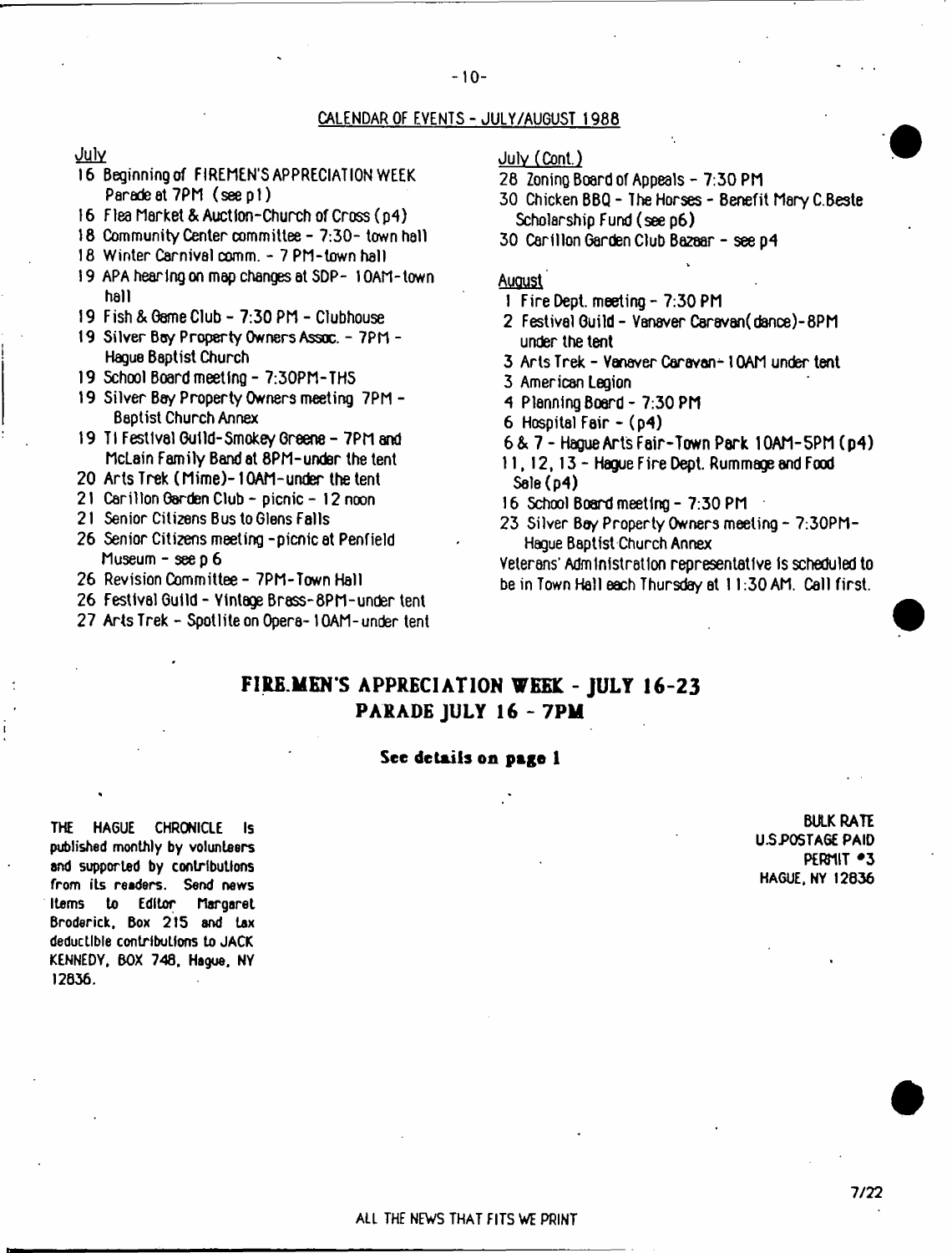## CALENDAR OF EVENTS - JULY/AUGUST 1988

**July**

- 16 Beginning of FIREMEN'S APPRECIATION WEEK Parade at 7PM (see p1)
- 16 Flea Market & Auction-Church of Cross (p4)
- 18 Community Center committee - 7:30- town hall
- 18 Winter Carnival comm. - 7 PM-town hall
- 19 APA hearing on map changes at SDP- 10AM-town hall
- 19 Fish & Game Club - 7:30 PM - Clubhouse
- 19 Silver Bay Property Owners Assoc. - 7PM - Hague Baptist Church
- 19 School Board meeting - 7:30PM-THS
- 19 Silver Bay Property Owners meeting 7PM - Baptist Church Annex
- 19 Ti Festival Guild-Smokey Greene - 7PM and McLain Family Band at 8PM-under the tent
- 20 Arts Trek (Mime)-10AM-under the tent
- 21 Carillon Garden Club - picnic - 12 noon
- 21 Senior Citizens Bus to Glens Falls
- 26 Senior Citizens meeting -picnic at Penfield Museum - see p 6
- 26 Revision Committee - 7PM-Town Hall
- 26 Festival Guild - Vintage Brass-8PM-under tent
- 27 Arts Trek - Spotlite on Opera-10AM-under tent

**July (Cont.)**

- 28 Zoning Board of Appeals - 7:30 PM
- 30 Chicken BBQ - The Horses - Benefit Mary C.Beste Scholarship Fund (see p6)
- 30 Carillon Garden Club Bazaar - see p4

**August**

- 1 Fire Dept. meeting - 7:30 PM
- 2 Festival Guild - Vanaver Caravan(dance)-8PM under the tent
- 3 Arts Trek - Vanaver Caravan-10AM under tent
- 3 American Legion
- 4 Planning Board - 7:30 PM
- 6 Hospital Fair - (p4)
- 6 & 7 - Hague Arts Fair-Town Park 10AM-5PM (p4)
- 11, 12, 13 - Hague Fire Dept. Rummage and Food Sale (p4)
- 16 School Board meeting - 7:30 PM
- 23 Silver Bay Property Owners meeting - 7:30PM- Hague Baptist Church Annex

Veterans' Administration representative is scheduled to be in Town Hall each Thursday at 11:30 AM. Call first.

## FIREMEN'S APPRECIATION WEEK - JULY 16-23
## PARADE JULY 16 - 7PM

**See details on page 1**

THE HAGUE CHRONICLE is published monthly by volunteers and supported by contributions from its readers. Send news items to Editor Margaret Broderick, Box 215 and tax deductible contributions to JACK KENNEDY, BOX 748, Hague, NY 12836.

BULK RATE
U.S.POSTAGE PAID
PERMIT #3
HAGUE, NY 12836

7/22

ALL THE NEWS THAT FITS WE PRINT